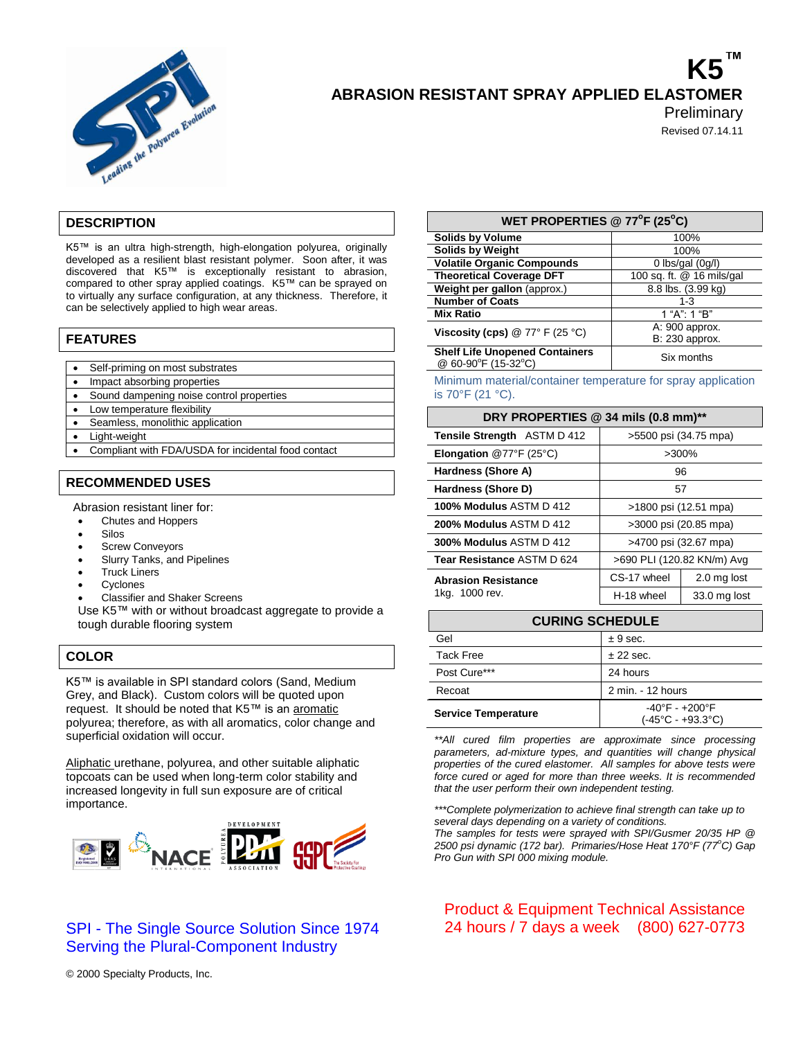# K5™

## ABRASION RESISTANT SPRAY APPLIED ELASTOMER

Preliminary

Revised 07.14.11

## DESCRIPTION

K5™ is an ultra high-strength, high-elongation polyurea, originally developed as a resilient blast resistant polymer. Soon after, it was discovered that K5™ is exceptionally resistant to abrasion, compared to other spray applied coatings. K5™ can be sprayed on to virtually any surface configuration, at any thickness. Therefore, it can be selectively applied to high wear areas.

## FEATURES

- Self-priming on most substrates
- Impact absorbing properties
- Sound dampening noise control properties
- Low temperature flexibility
- Seamless, monolithic application
- Light-weight
- Compliant with FDA/USDA for incidental food contact

## RECOMMENDED USES

Abrasion resistant liner for:

- Chutes and Hoppers
- Silos
- Screw Conveyors
- Slurry Tanks, and Pipelines
- Truck Liners
- Cyclones
- Classifier and Shaker Screens

Use K5™ with or without broadcast aggregate to provide a tough durable flooring system

## COLOR

K5™ is available in SPI standard colors (Sand, Medium Grey, and Black). Custom colors will be quoted upon request. It should be noted that K5™ is an aromatic polyurea; therefore, as with all aromatics, color change and superficial oxidation will occur.

Aliphatic urethane, polyurea, and other suitable aliphatic topcoats can be used when long-term color stability and increased longevity in full sun exposure are of critical importance.

| WET PROPERTIES @ 77°F (25°C) | |
|---|---|
| **Solids by Volume** | 100% |
| **Solids by Weight** | 100% |
| **Volatile Organic Compounds** | 0 lbs/gal (0g/l) |
| **Theoretical Coverage DFT** | 100 sq. ft. @ 16 mils/gal |
| **Weight per gallon** (approx.) | 8.8 lbs. (3.99 kg) |
| **Number of Coats** | 1-3 |
| **Mix Ratio** | 1 "A": 1 "B" |
| **Viscosity (cps)** @ 77° F (25 °C) | A: 900 approx. B: 230 approx. |
| **Shelf Life Unopened Containers** @ 60-90°F (15-32°C) | Six months |

Minimum material/container temperature for spray application is 70°F (21 °C).

| DRY PROPERTIES @ 34 mils (0.8 mm)** | | |
|---|---|---|
| **Tensile Strength** ASTM D 412 | >5500 psi (34.75 mpa) | |
| **Elongation** @77°F (25°C) | >300% | |
| **Hardness (Shore A)** | 96 | |
| **Hardness (Shore D)** | 57 | |
| **100% Modulus** ASTM D 412 | >1800 psi (12.51 mpa) | |
| **200% Modulus** ASTM D 412 | >3000 psi (20.85 mpa) | |
| **300% Modulus** ASTM D 412 | >4700 psi (32.67 mpa) | |
| **Tear Resistance** ASTM D 624 | >690 PLI (120.82 KN/m) Avg | |
| **Abrasion Resistance** 1kg. 1000 rev. | CS-17 wheel | 2.0 mg lost |
| | H-18 wheel | 33.0 mg lost |

| CURING SCHEDULE | |
|---|---|
| Gel | ± 9 sec. |
| Tack Free | ± 22 sec. |
| Post Cure*** | 24 hours |
| Recoat | 2 min. - 12 hours |
| **Service Temperature** | -40°F - +200°F (-45°C - +93.3°C) |

*\*\*All cured film properties are approximate since processing parameters, ad-mixture types, and quantities will change physical properties of the cured elastomer. All samples for above tests were force cured or aged for more than three weeks. It is recommended that the user perform their own independent testing.*

*\*\*\*Complete polymerization to achieve final strength can take up to several days depending on a variety of conditions.*
*The samples for tests were sprayed with SPI/Gusmer 20/35 HP @ 2500 psi dynamic (172 bar). Primaries/Hose Heat 170°F (77°C) Gap Pro Gun with SPI 000 mixing module.*

SPI - The Single Source Solution Since 1974
Serving the Plural-Component Industry

Product & Equipment Technical Assistance
24 hours / 7 days a week (800) 627-0773

© 2000 Specialty Products, Inc.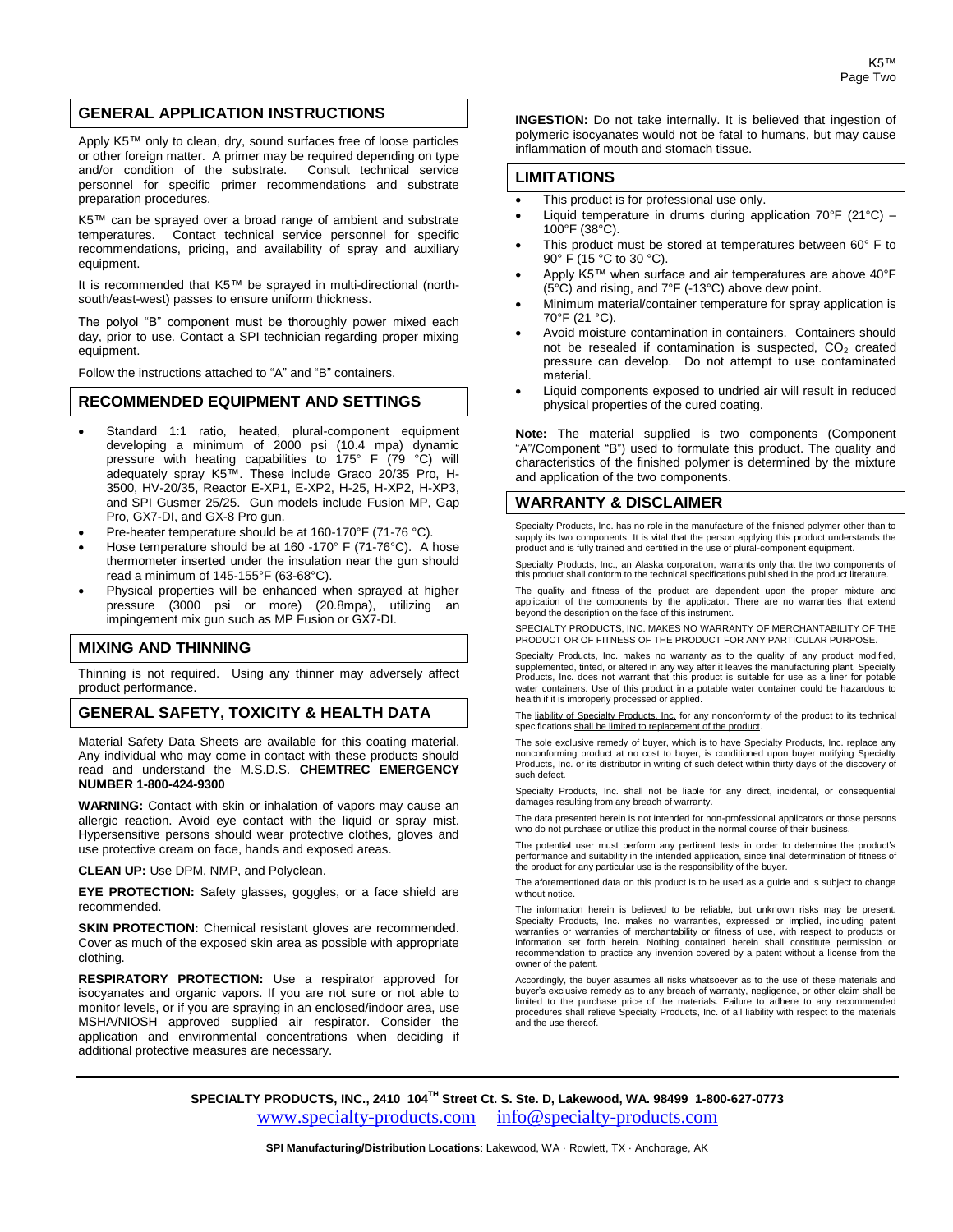## GENERAL APPLICATION INSTRUCTIONS

Apply K5™ only to clean, dry, sound surfaces free of loose particles or other foreign matter. A primer may be required depending on type and/or condition of the substrate. Consult technical service personnel for specific primer recommendations and substrate preparation procedures.

K5™ can be sprayed over a broad range of ambient and substrate temperatures. Contact technical service personnel for specific recommendations, pricing, and availability of spray and auxiliary equipment.

It is recommended that K5™ be sprayed in multi-directional (north-south/east-west) passes to ensure uniform thickness.

The polyol "B" component must be thoroughly power mixed each day, prior to use. Contact a SPI technician regarding proper mixing equipment.

Follow the instructions attached to "A" and "B" containers.

## RECOMMENDED EQUIPMENT AND SETTINGS

- Standard 1:1 ratio, heated, plural-component equipment developing a minimum of 2000 psi (10.4 mpa) dynamic pressure with heating capabilities to 175° F (79 °C) will adequately spray K5™. These include Graco 20/35 Pro, H-3500, HV-20/35, Reactor E-XP1, E-XP2, H-25, H-XP2, H-XP3, and SPI Gusmer 25/25. Gun models include Fusion MP, Gap Pro, GX7-DI, and GX-8 Pro gun.
- Pre-heater temperature should be at 160-170°F (71-76 °C).
- Hose temperature should be at 160 -170° F (71-76°C). A hose thermometer inserted under the insulation near the gun should read a minimum of 145-155°F (63-68°C).
- Physical properties will be enhanced when sprayed at higher pressure (3000 psi or more) (20.8mpa), utilizing an impingement mix gun such as MP Fusion or GX7-DI.

## MIXING AND THINNING

Thinning is not required. Using any thinner may adversely affect product performance.

## GENERAL SAFETY, TOXICITY & HEALTH DATA

Material Safety Data Sheets are available for this coating material. Any individual who may come in contact with these products should read and understand the M.S.D.S. **CHEMTREC EMERGENCY NUMBER 1-800-424-9300**

**WARNING:** Contact with skin or inhalation of vapors may cause an allergic reaction. Avoid eye contact with the liquid or spray mist. Hypersensitive persons should wear protective clothes, gloves and use protective cream on face, hands and exposed areas.

**CLEAN UP:** Use DPM, NMP, and Polyclean.

**EYE PROTECTION:** Safety glasses, goggles, or a face shield are recommended.

**SKIN PROTECTION:** Chemical resistant gloves are recommended. Cover as much of the exposed skin area as possible with appropriate clothing.

**RESPIRATORY PROTECTION:** Use a respirator approved for isocyanates and organic vapors. If you are not sure or not able to monitor levels, or if you are spraying in an enclosed/indoor area, use MSHA/NIOSH approved supplied air respirator. Consider the application and environmental concentrations when deciding if additional protective measures are necessary.

**INGESTION:** Do not take internally. It is believed that ingestion of polymeric isocyanates would not be fatal to humans, but may cause inflammation of mouth and stomach tissue.

## LIMITATIONS

- This product is for professional use only.
- Liquid temperature in drums during application 70°F (21°C) – 100°F (38°C).
- This product must be stored at temperatures between 60° F to 90° F (15 °C to 30 °C).
- Apply K5™ when surface and air temperatures are above 40°F (5°C) and rising, and 7°F (-13°C) above dew point.
- Minimum material/container temperature for spray application is 70°F (21 °C).
- Avoid moisture contamination in containers. Containers should not be resealed if contamination is suspected, $CO_2$ created pressure can develop. Do not attempt to use contaminated material.
- Liquid components exposed to undried air will result in reduced physical properties of the cured coating.

**Note:** The material supplied is two components (Component "A"/Component "B") used to formulate this product. The quality and characteristics of the finished polymer is determined by the mixture and application of the two components.

## WARRANTY & DISCLAIMER

Specialty Products, Inc. has no role in the manufacture of the finished polymer other than to supply its two components. It is vital that the person applying this product understands the product and is fully trained and certified in the use of plural-component equipment.

Specialty Products, Inc., an Alaska corporation, warrants only that the two components of this product shall conform to the technical specifications published in the product literature.

The quality and fitness of the product are dependent upon the proper mixture and application of the components by the applicator. There are no warranties that extend beyond the description on the face of this instrument.

SPECIALTY PRODUCTS, INC. MAKES NO WARRANTY OF MERCHANTABILITY OF THE PRODUCT OR OF FITNESS OF THE PRODUCT FOR ANY PARTICULAR PURPOSE.

Specialty Products, Inc. makes no warranty as to the quality of any product modified, supplemented, tinted, or altered in any way after it leaves the manufacturing plant. Specialty Products, Inc. does not warrant that this product is suitable for use as a liner for potable water containers. Use of this product in a potable water container could be hazardous to health if it is improperly processed or applied.

The liability of Specialty Products, Inc. for any nonconformity of the product to its technical specifications shall be limited to replacement of the product.

The sole exclusive remedy of buyer, which is to have Specialty Products, Inc. replace any nonconforming product at no cost to buyer, is conditioned upon buyer notifying Specialty Products, Inc. or its distributor in writing of such defect within thirty days of the discovery of such defect.

Specialty Products, Inc. shall not be liable for any direct, incidental, or consequential damages resulting from any breach of warranty.

The data presented herein is not intended for non-professional applicators or those persons who do not purchase or utilize this product in the normal course of their business.

The potential user must perform any pertinent tests in order to determine the product's performance and suitability in the intended application, since final determination of fitness of the product for any particular use is the responsibility of the buyer.

The aforementioned data on this product is to be used as a guide and is subject to change without notice.

The information herein is believed to be reliable, but unknown risks may be present. Specialty Products, Inc. makes no warranties, expressed or implied, including patent warranties or warranties of merchantability or fitness of use, with respect to products or information set forth herein. Nothing contained herein shall constitute permission or recommendation to practice any invention covered by a patent without a license from the owner of the patent.

Accordingly, the buyer assumes all risks whatsoever as to the use of these materials and buyer's exclusive remedy as to any breach of warranty, negligence, or other claim shall be limited to the purchase price of the materials. Failure to adhere to any recommended procedures shall relieve Specialty Products, Inc. of all liability with respect to the materials and the use thereof.

**SPECIALTY PRODUCTS, INC., 2410 104TH Street Ct. S. Ste. D, Lakewood, WA. 98499 1-800-627-0773**

www.specialty-products.com info@specialty-products.com

**SPI Manufacturing/Distribution Locations**: Lakewood, WA · Rowlett, TX · Anchorage, AK